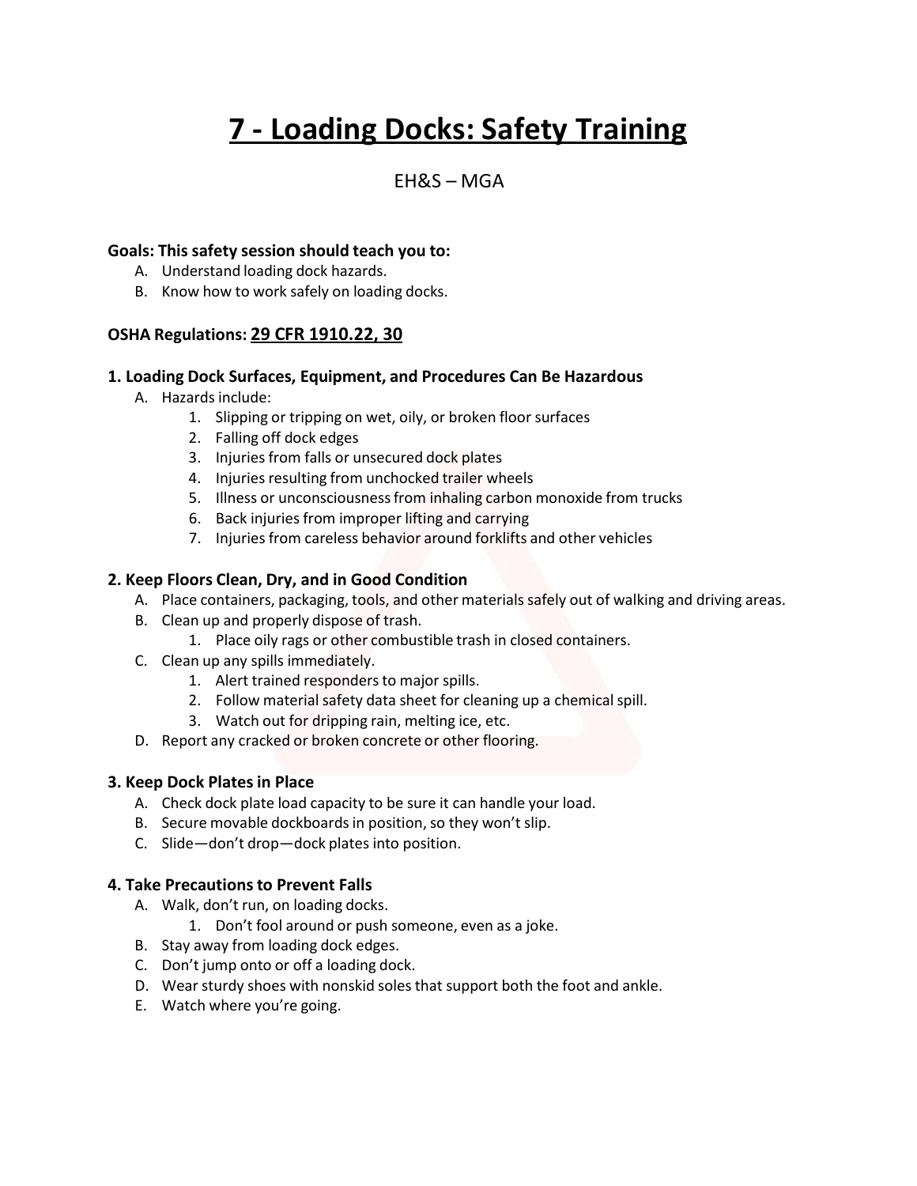# 7 - Loading Docks: Safety Training

EH&S – MGA

**Goals: This safety session should teach you to:**

A. Understand loading dock hazards.
B. Know how to work safely on loading docks.

**OSHA Regulations: 29 CFR 1910.22, 30**

### 1. Loading Dock Surfaces, Equipment, and Procedures Can Be Hazardous

A. Hazards include:
   1. Slipping or tripping on wet, oily, or broken floor surfaces
   2. Falling off dock edges
   3. Injuries from falls or unsecured dock plates
   4. Injuries resulting from unchocked trailer wheels
   5. Illness or unconsciousness from inhaling carbon monoxide from trucks
   6. Back injuries from improper lifting and carrying
   7. Injuries from careless behavior around forklifts and other vehicles

### 2. Keep Floors Clean, Dry, and in Good Condition

A. Place containers, packaging, tools, and other materials safely out of walking and driving areas.
B. Clean up and properly dispose of trash.
   1. Place oily rags or other combustible trash in closed containers.
C. Clean up any spills immediately.
   1. Alert trained responders to major spills.
   2. Follow material safety data sheet for cleaning up a chemical spill.
   3. Watch out for dripping rain, melting ice, etc.
D. Report any cracked or broken concrete or other flooring.

### 3. Keep Dock Plates in Place

A. Check dock plate load capacity to be sure it can handle your load.
B. Secure movable dockboards in position, so they won't slip.
C. Slide—don't drop—dock plates into position.

### 4. Take Precautions to Prevent Falls

A. Walk, don't run, on loading docks.
   1. Don't fool around or push someone, even as a joke.
B. Stay away from loading dock edges.
C. Don't jump onto or off a loading dock.
D. Wear sturdy shoes with nonskid soles that support both the foot and ankle.
E. Watch where you're going.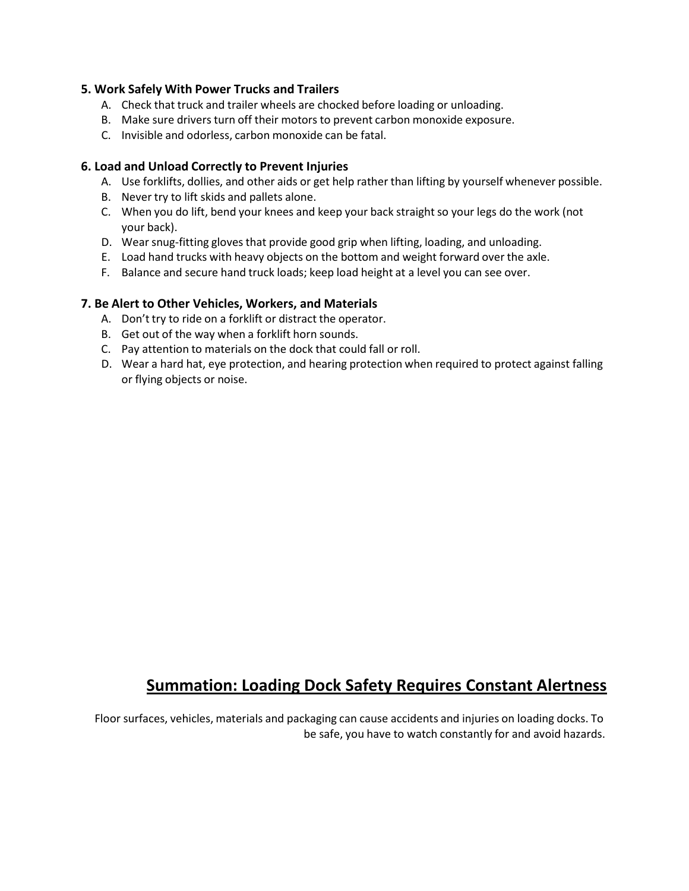### 5. Work Safely With Power Trucks and Trailers

A. Check that truck and trailer wheels are chocked before loading or unloading.
B. Make sure drivers turn off their motors to prevent carbon monoxide exposure.
C. Invisible and odorless, carbon monoxide can be fatal.

### 6. Load and Unload Correctly to Prevent Injuries

A. Use forklifts, dollies, and other aids or get help rather than lifting by yourself whenever possible.
B. Never try to lift skids and pallets alone.
C. When you do lift, bend your knees and keep your back straight so your legs do the work (not your back).
D. Wear snug-fitting gloves that provide good grip when lifting, loading, and unloading.
E. Load hand trucks with heavy objects on the bottom and weight forward over the axle.
F. Balance and secure hand truck loads; keep load height at a level you can see over.

### 7. Be Alert to Other Vehicles, Workers, and Materials

A. Don't try to ride on a forklift or distract the operator.
B. Get out of the way when a forklift horn sounds.
C. Pay attention to materials on the dock that could fall or roll.
D. Wear a hard hat, eye protection, and hearing protection when required to protect against falling or flying objects or noise.

## Summation: Loading Dock Safety Requires Constant Alertness

Floor surfaces, vehicles, materials and packaging can cause accidents and injuries on loading docks. To be safe, you have to watch constantly for and avoid hazards.